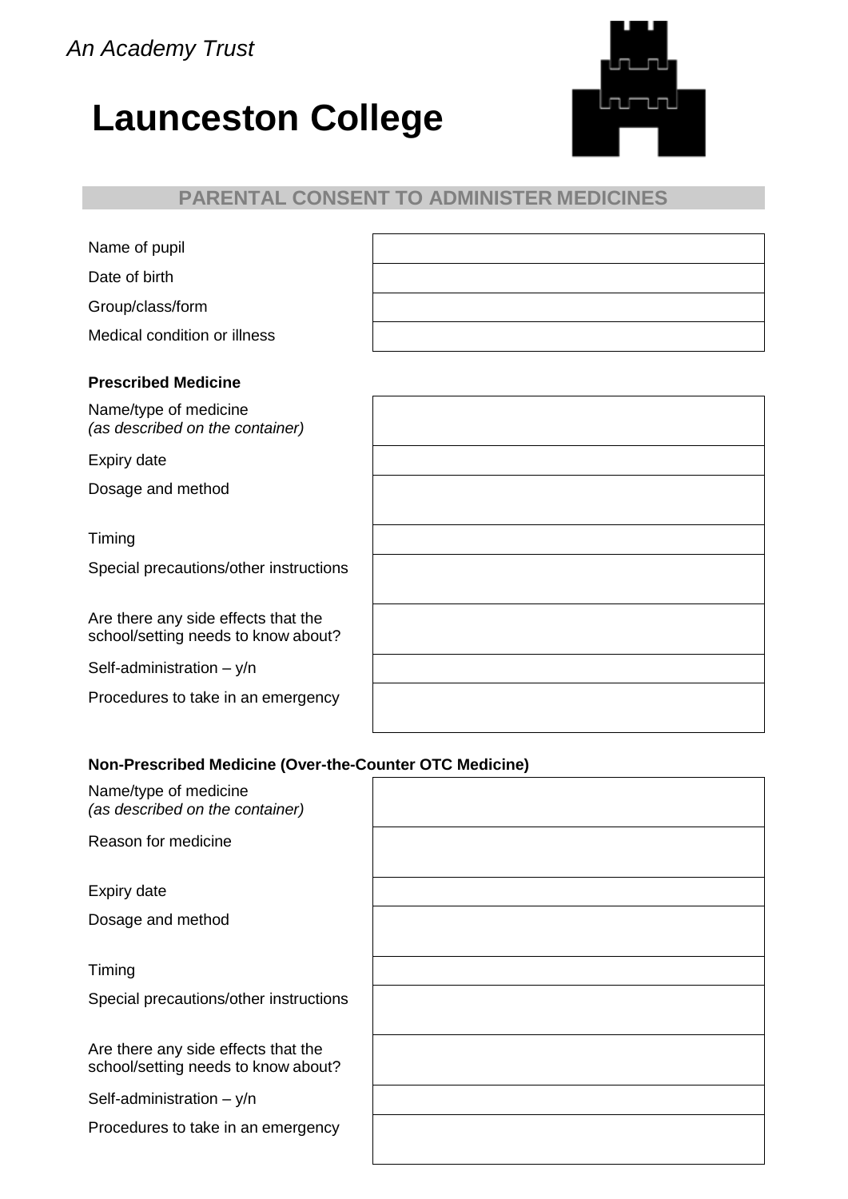*An Academy Trust*

# Launceston College

## PARENTAL CONSENT TO ADMINISTER MEDICINES

| | |
|---|---|
| Name of pupil | |
| Date of birth | |
| Group/class/form | |
| Medical condition or illness | |

**Prescribed Medicine**

| | |
|---|---|
| Name/type of medicine *(as described on the container)* | |
| Expiry date | |
| Dosage and method | |
| Timing | |
| Special precautions/other instructions | |
| Are there any side effects that the school/setting needs to know about? | |
| Self-administration – y/n | |
| Procedures to take in an emergency | |

**Non-Prescribed Medicine (Over-the-Counter OTC Medicine)**

| | |
|---|---|
| Name/type of medicine *(as described on the container)* | |
| Reason for medicine | |
| Expiry date | |
| Dosage and method | |
| Timing | |
| Special precautions/other instructions | |
| Are there any side effects that the school/setting needs to know about? | |
| Self-administration – y/n | |
| Procedures to take in an emergency | |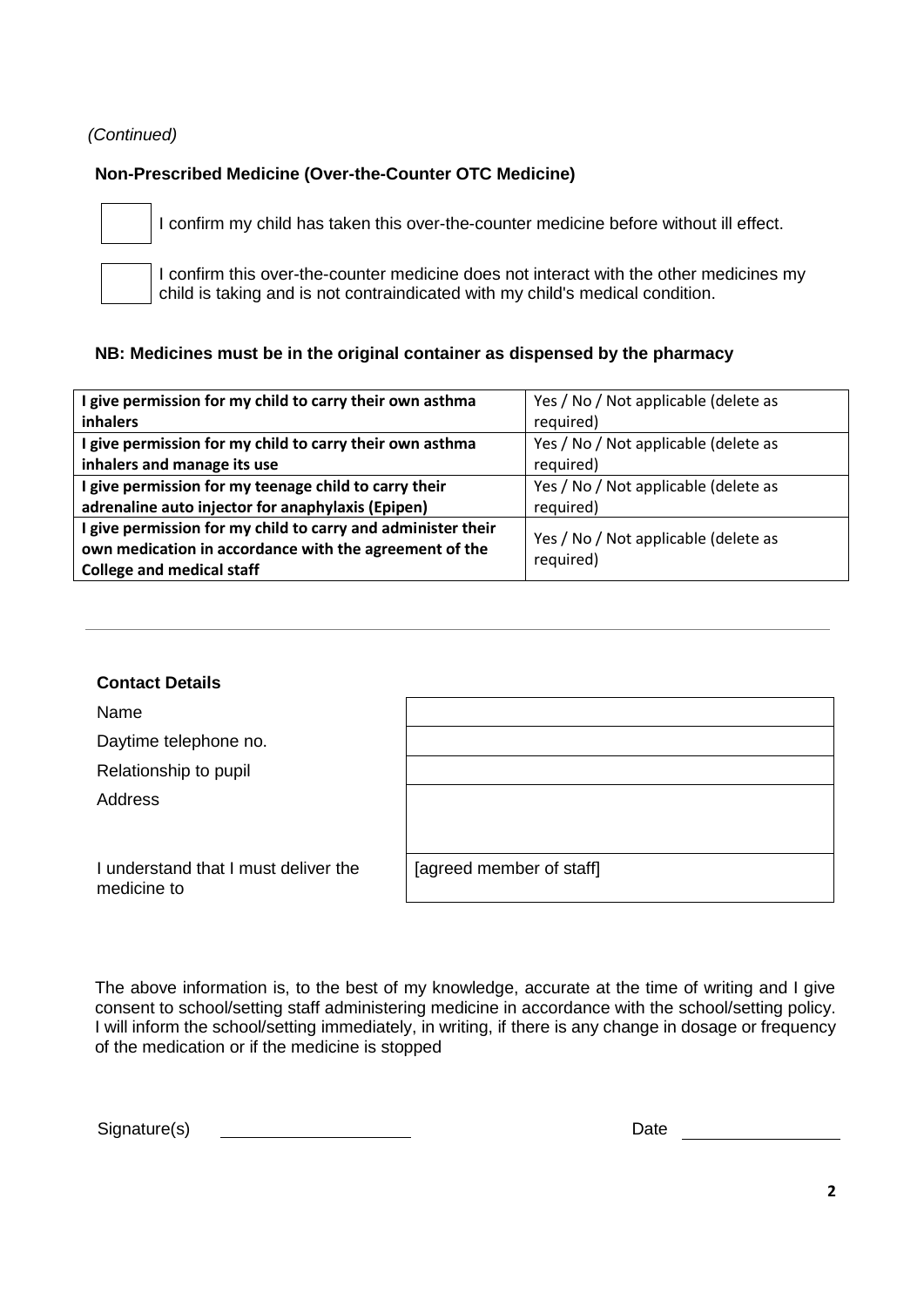*(Continued)*

**Non-Prescribed Medicine (Over-the-Counter OTC Medicine)**

☐ I confirm my child has taken this over-the-counter medicine before without ill effect.

☐ I confirm this over-the-counter medicine does not interact with the other medicines my child is taking and is not contraindicated with my child's medical condition.

**NB: Medicines must be in the original container as dispensed by the pharmacy**

| | |
|---|---|
| **I give permission for my child to carry their own asthma inhalers** | Yes / No / Not applicable (delete as required) |
| **I give permission for my child to carry their own asthma inhalers and manage its use** | Yes / No / Not applicable (delete as required) |
| **I give permission for my teenage child to carry their adrenaline auto injector for anaphylaxis (Epipen)** | Yes / No / Not applicable (delete as required) |
| **I give permission for my child to carry and administer their own medication in accordance with the agreement of the College and medical staff** | Yes / No / Not applicable (delete as required) |

---

**Contact Details**

| | |
|---|---|
| Name | |
| Daytime telephone no. | |
| Relationship to pupil | |
| Address | |
| I understand that I must deliver the medicine to | [agreed member of staff] |

The above information is, to the best of my knowledge, accurate at the time of writing and I give consent to school/setting staff administering medicine in accordance with the school/setting policy. I will inform the school/setting immediately, in writing, if there is any change in dosage or frequency of the medication or if the medicine is stopped

Signature(s) ____________________ Date ________________